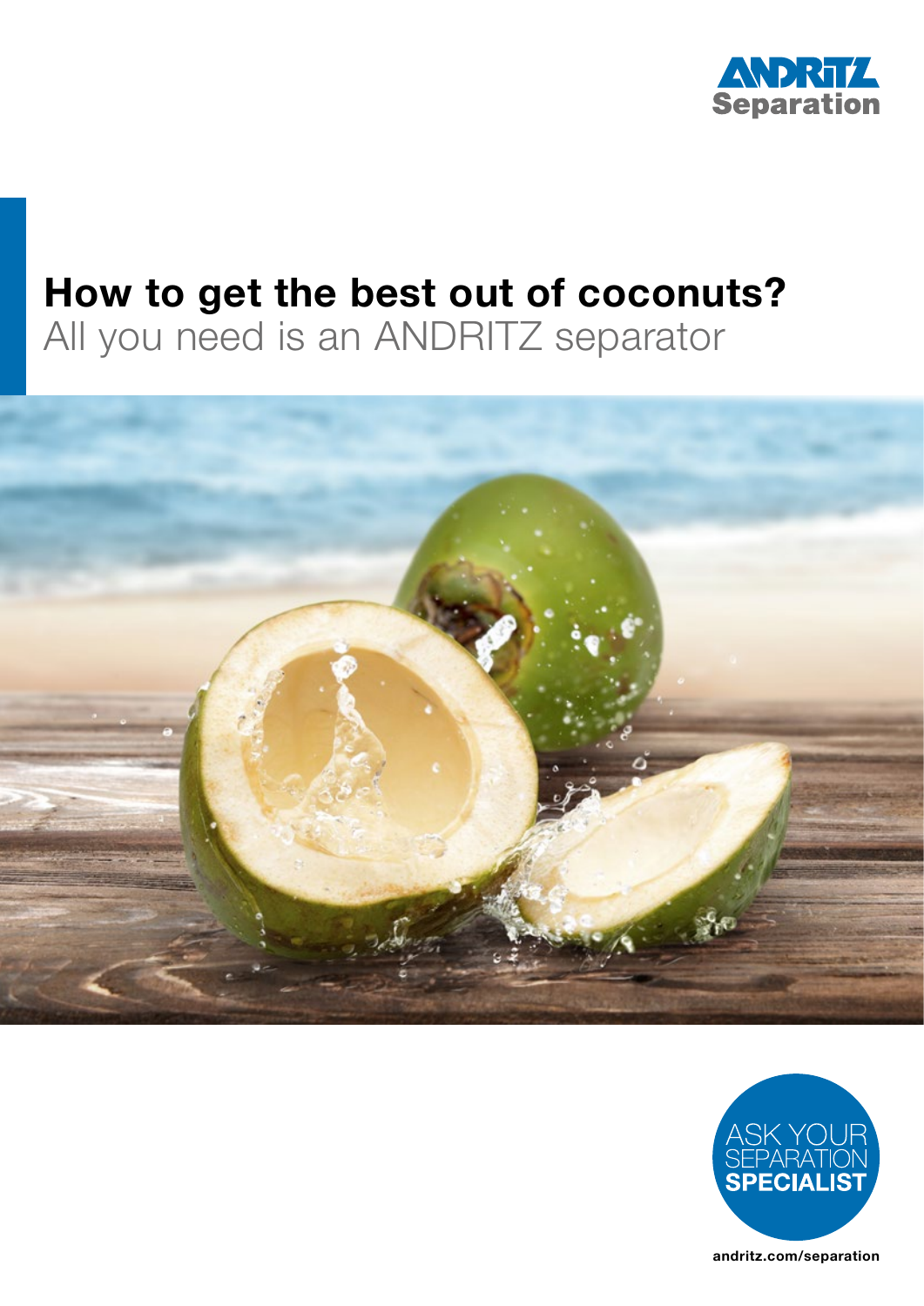ANDRITZ Separation

# How to get the best out of coconuts?

## All you need is an ANDRITZ separator

ASK YOUR SEPARATION SPECIALIST

andritz.com/separation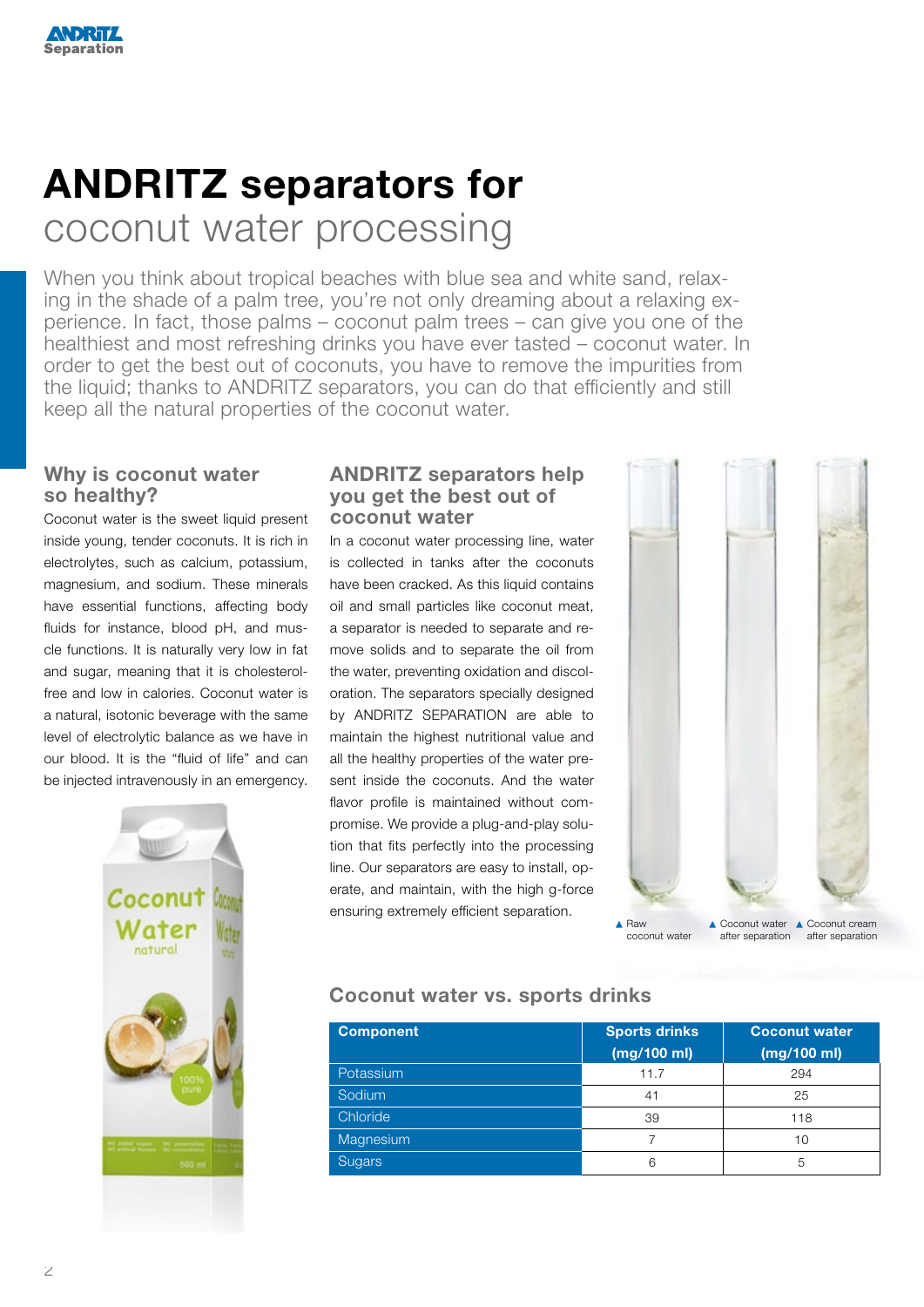# ANDRITZ separators for coconut water processing

When you think about tropical beaches with blue sea and white sand, relaxing in the shade of a palm tree, you're not only dreaming about a relaxing experience. In fact, those palms – coconut palm trees – can give you one of the healthiest and most refreshing drinks you have ever tasted – coconut water. In order to get the best out of coconuts, you have to remove the impurities from the liquid; thanks to ANDRITZ separators, you can do that efficiently and still keep all the natural properties of the coconut water.

## Why is coconut water so healthy?

Coconut water is the sweet liquid present inside young, tender coconuts. It is rich in electrolytes, such as calcium, potassium, magnesium, and sodium. These minerals have essential functions, affecting body fluids for instance, blood pH, and muscle functions. It is naturally very low in fat and sugar, meaning that it is cholesterol-free and low in calories. Coconut water is a natural, isotonic beverage with the same level of electrolytic balance as we have in our blood. It is the "fluid of life" and can be injected intravenously in an emergency.

## ANDRITZ separators help you get the best out of coconut water

In a coconut water processing line, water is collected in tanks after the coconuts have been cracked. As this liquid contains oil and small particles like coconut meat, a separator is needed to separate and remove solids and to separate the oil from the water, preventing oxidation and discoloration. The separators specially designed by ANDRITZ SEPARATION are able to maintain the highest nutritional value and all the healthy properties of the water present inside the coconuts. And the water flavor profile is maintained without compromise. We provide a plug-and-play solution that fits perfectly into the processing line. Our separators are easy to install, operate, and maintain, with the high g-force ensuring extremely efficient separation.

▲ Raw coconut water ▲ Coconut water after separation ▲ Coconut cream after separation

## Coconut water vs. sports drinks

| Component | Sports drinks (mg/100 ml) | Coconut water (mg/100 ml) |
|---|---|---|
| Potassium | 11.7 | 294 |
| Sodium | 41 | 25 |
| Chloride | 39 | 118 |
| Magnesium | 7 | 10 |
| Sugars | 6 | 5 |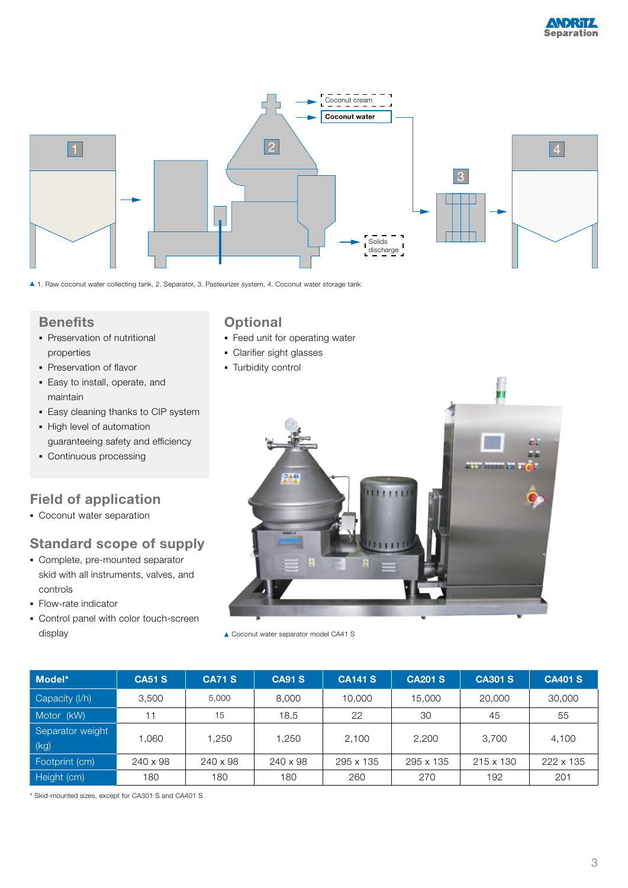Coconut cream

Coconut water

Solids discharge

▲ 1. Raw coconut water collecting tank, 2. Separator, 3. Pasteurizer system, 4. Coconut water storage tank

## Benefits

- Preservation of nutritional properties
- Preservation of flavor
- Easy to install, operate, and maintain
- Easy cleaning thanks to CIP system
- High level of automation guaranteeing safety and efficiency
- Continuous processing

## Field of application

- Coconut water separation

## Standard scope of supply

- Complete, pre-mounted separator skid with all instruments, valves, and controls
- Flow-rate indicator
- Control panel with color touch-screen display

## Optional

- Feed unit for operating water
- Clarifier sight glasses
- Turbidity control

▲ Coconut water separator model CA41 S

| Model* | CA51 S | CA71 S | CA91 S | CA141 S | CA201 S | CA301 S | CA401 S |
|---|---|---|---|---|---|---|---|
| Capacity (l/h) | 3,500 | 5,000 | 8,000 | 10,000 | 15,000 | 20,000 | 30,000 |
| Motor (kW) | 11 | 15 | 18.5 | 22 | 30 | 45 | 55 |
| Separator weight (kg) | 1,060 | 1,250 | 1,250 | 2,100 | 2,200 | 3,700 | 4,100 |
| Footprint (cm) | 240 x 98 | 240 x 98 | 240 x 98 | 295 x 135 | 295 x 135 | 215 x 130 | 222 x 135 |
| Height (cm) | 180 | 180 | 180 | 260 | 270 | 192 | 201 |

* Skid-mounted sizes, except for CA301 S and CA401 S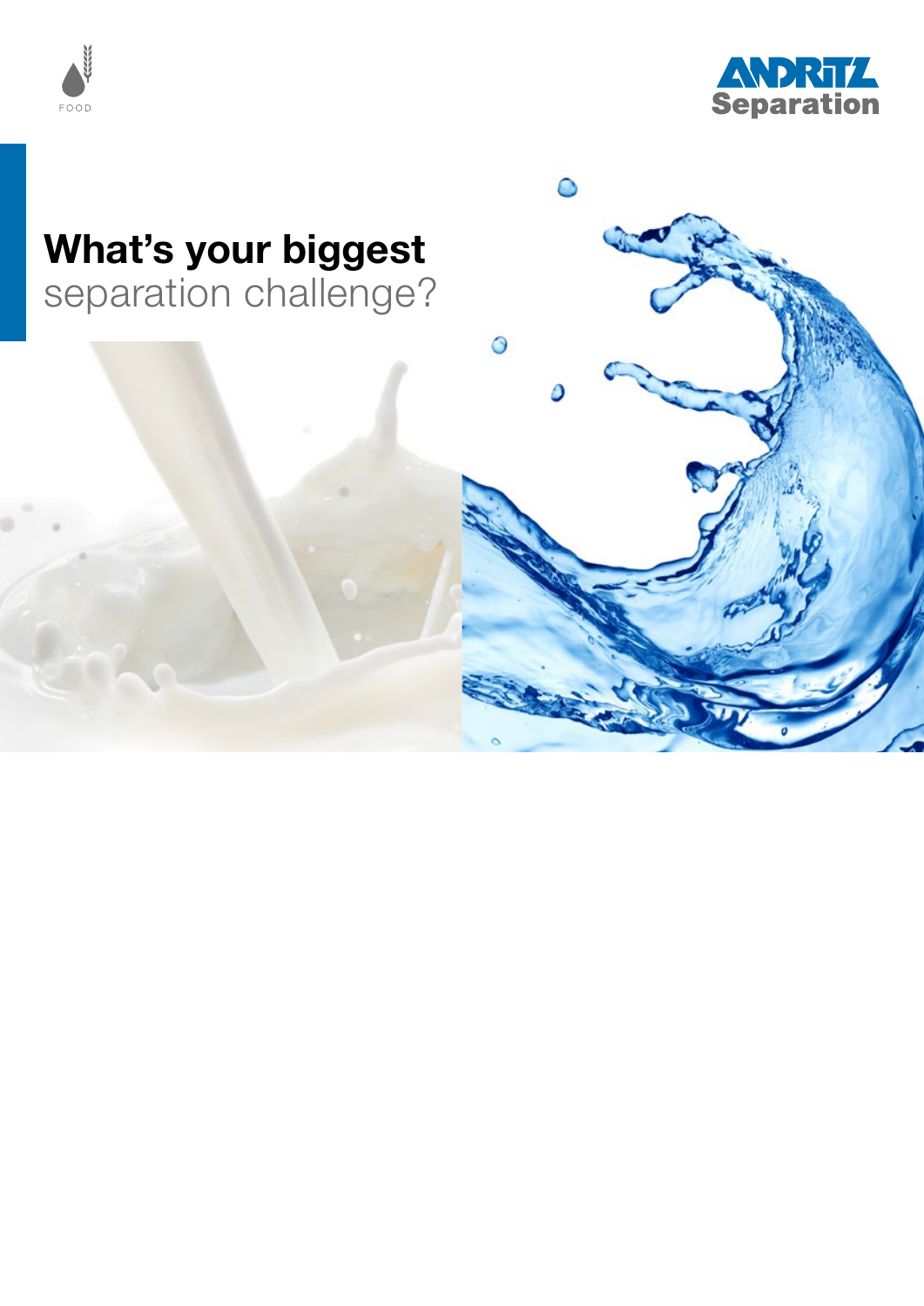FOOD

ANDRITZ
Separation

# What's your biggest separation challenge?